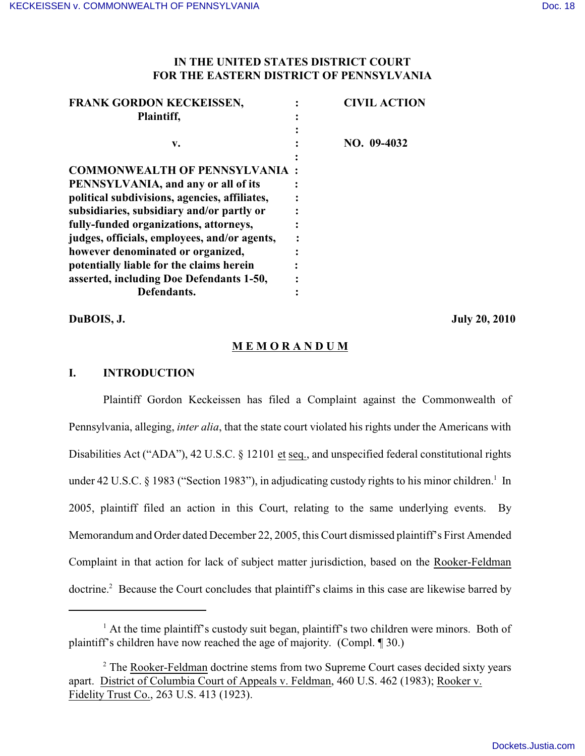**IN THE UNITED STATES DISTRICT COURT**
**FOR THE EASTERN DISTRICT OF PENNSYLVANIA**

| | | |
|---|---|---|
| **FRANK GORDON KECKEISSEN, Plaintiff,** | : | **CIVIL ACTION** |
| **v.** | : | **NO. 09-4032** |
| **COMMONWEALTH OF PENNSYLVANIA PENNSYLVANIA, and any or all of its political subdivisions, agencies, affiliates, subsidiaries, subsidiary and/or partly or fully-funded organizations, attorneys, judges, officials, employees, and/or agents, however denominated or organized, potentially liable for the claims herein asserted, including Doe Defendants 1-50, Defendants.** | : | |

**DuBOIS, J.** **July 20, 2010**

## MEMORANDUM

### I. INTRODUCTION

Plaintiff Gordon Keckeissen has filed a Complaint against the Commonwealth of Pennsylvania, alleging, *inter alia*, that the state court violated his rights under the Americans with Disabilities Act ("ADA"), 42 U.S.C. § 12101 et seq., and unspecified federal constitutional rights under 42 U.S.C. § 1983 ("Section 1983"), in adjudicating custody rights to his minor children.[1] In 2005, plaintiff filed an action in this Court, relating to the same underlying events. By Memorandum and Order dated December 22, 2005, this Court dismissed plaintiff's First Amended Complaint in that action for lack of subject matter jurisdiction, based on the Rooker-Feldman doctrine.[2] Because the Court concludes that plaintiff's claims in this case are likewise barred by

---

[1] At the time plaintiff's custody suit began, plaintiff's two children were minors. Both of plaintiff's children have now reached the age of majority. (Compl. ¶ 30.)

[2] The Rooker-Feldman doctrine stems from two Supreme Court cases decided sixty years apart. District of Columbia Court of Appeals v. Feldman, 460 U.S. 462 (1983); Rooker v. Fidelity Trust Co., 263 U.S. 413 (1923).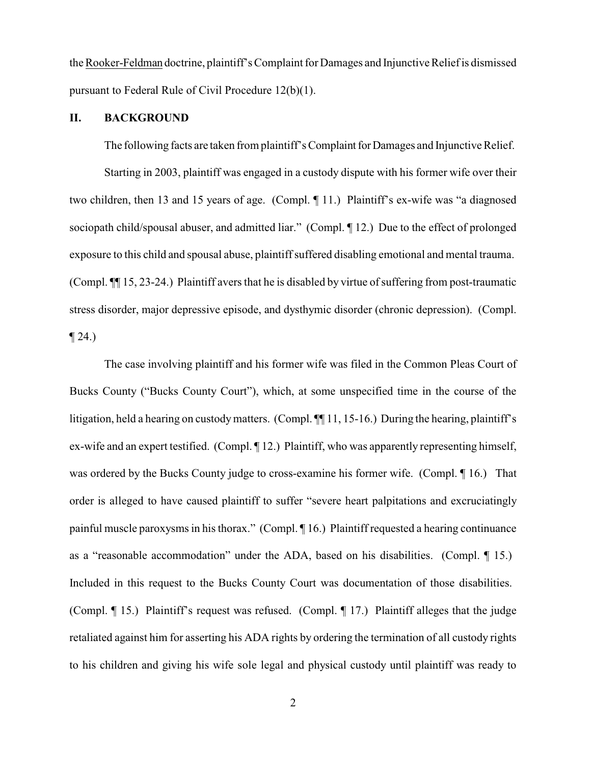the Rooker-Feldman doctrine, plaintiff's Complaint for Damages and Injunctive Relief is dismissed pursuant to Federal Rule of Civil Procedure 12(b)(1).

## II. BACKGROUND

The following facts are taken from plaintiff's Complaint for Damages and Injunctive Relief.

Starting in 2003, plaintiff was engaged in a custody dispute with his former wife over their two children, then 13 and 15 years of age. (Compl. ¶ 11.) Plaintiff's ex-wife was "a diagnosed sociopath child/spousal abuser, and admitted liar." (Compl. ¶ 12.) Due to the effect of prolonged exposure to this child and spousal abuse, plaintiff suffered disabling emotional and mental trauma. (Compl. ¶¶ 15, 23-24.) Plaintiff avers that he is disabled by virtue of suffering from post-traumatic stress disorder, major depressive episode, and dysthymic disorder (chronic depression). (Compl. ¶ 24.)

The case involving plaintiff and his former wife was filed in the Common Pleas Court of Bucks County ("Bucks County Court"), which, at some unspecified time in the course of the litigation, held a hearing on custody matters. (Compl. ¶¶ 11, 15-16.) During the hearing, plaintiff's ex-wife and an expert testified. (Compl. ¶ 12.) Plaintiff, who was apparently representing himself, was ordered by the Bucks County judge to cross-examine his former wife. (Compl. ¶ 16.) That order is alleged to have caused plaintiff to suffer "severe heart palpitations and excruciatingly painful muscle paroxysms in his thorax." (Compl. ¶ 16.) Plaintiff requested a hearing continuance as a "reasonable accommodation" under the ADA, based on his disabilities. (Compl. ¶ 15.) Included in this request to the Bucks County Court was documentation of those disabilities. (Compl. ¶ 15.) Plaintiff's request was refused. (Compl. ¶ 17.) Plaintiff alleges that the judge retaliated against him for asserting his ADA rights by ordering the termination of all custody rights to his children and giving his wife sole legal and physical custody until plaintiff was ready to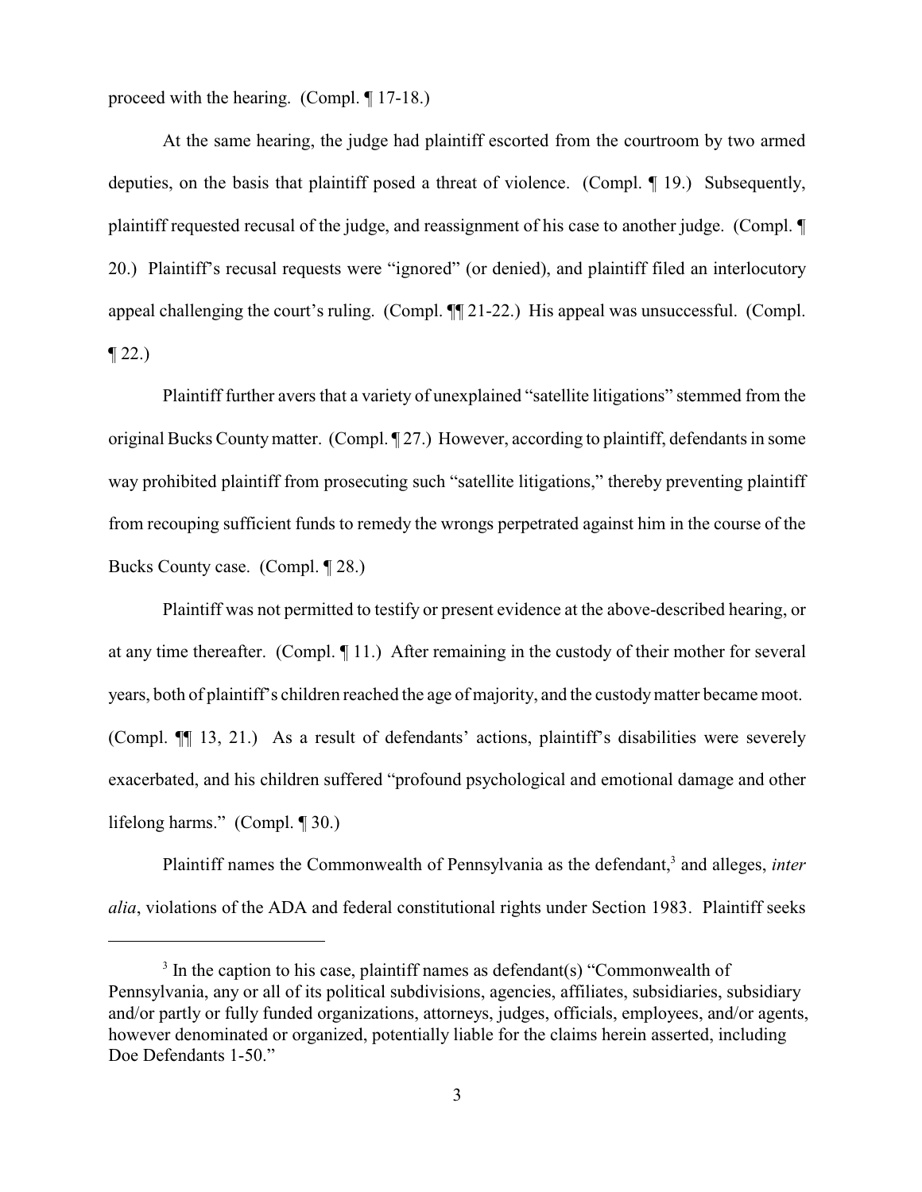proceed with the hearing. (Compl. ¶ 17-18.)

At the same hearing, the judge had plaintiff escorted from the courtroom by two armed deputies, on the basis that plaintiff posed a threat of violence. (Compl. ¶ 19.) Subsequently, plaintiff requested recusal of the judge, and reassignment of his case to another judge. (Compl. ¶ 20.) Plaintiff's recusal requests were "ignored" (or denied), and plaintiff filed an interlocutory appeal challenging the court's ruling. (Compl. ¶¶ 21-22.) His appeal was unsuccessful. (Compl. ¶ 22.)

Plaintiff further avers that a variety of unexplained "satellite litigations" stemmed from the original Bucks County matter. (Compl. ¶ 27.) However, according to plaintiff, defendants in some way prohibited plaintiff from prosecuting such "satellite litigations," thereby preventing plaintiff from recouping sufficient funds to remedy the wrongs perpetrated against him in the course of the Bucks County case. (Compl. ¶ 28.)

Plaintiff was not permitted to testify or present evidence at the above-described hearing, or at any time thereafter. (Compl. ¶ 11.) After remaining in the custody of their mother for several years, both of plaintiff's children reached the age of majority, and the custody matter became moot. (Compl. ¶¶ 13, 21.) As a result of defendants' actions, plaintiff's disabilities were severely exacerbated, and his children suffered "profound psychological and emotional damage and other lifelong harms." (Compl. ¶ 30.)

Plaintiff names the Commonwealth of Pennsylvania as the defendant,[3] and alleges, *inter alia*, violations of the ADA and federal constitutional rights under Section 1983. Plaintiff seeks

[3] In the caption to his case, plaintiff names as defendant(s) "Commonwealth of Pennsylvania, any or all of its political subdivisions, agencies, affiliates, subsidiaries, subsidiary and/or partly or fully funded organizations, attorneys, judges, officials, employees, and/or agents, however denominated or organized, potentially liable for the claims herein asserted, including Doe Defendants 1-50."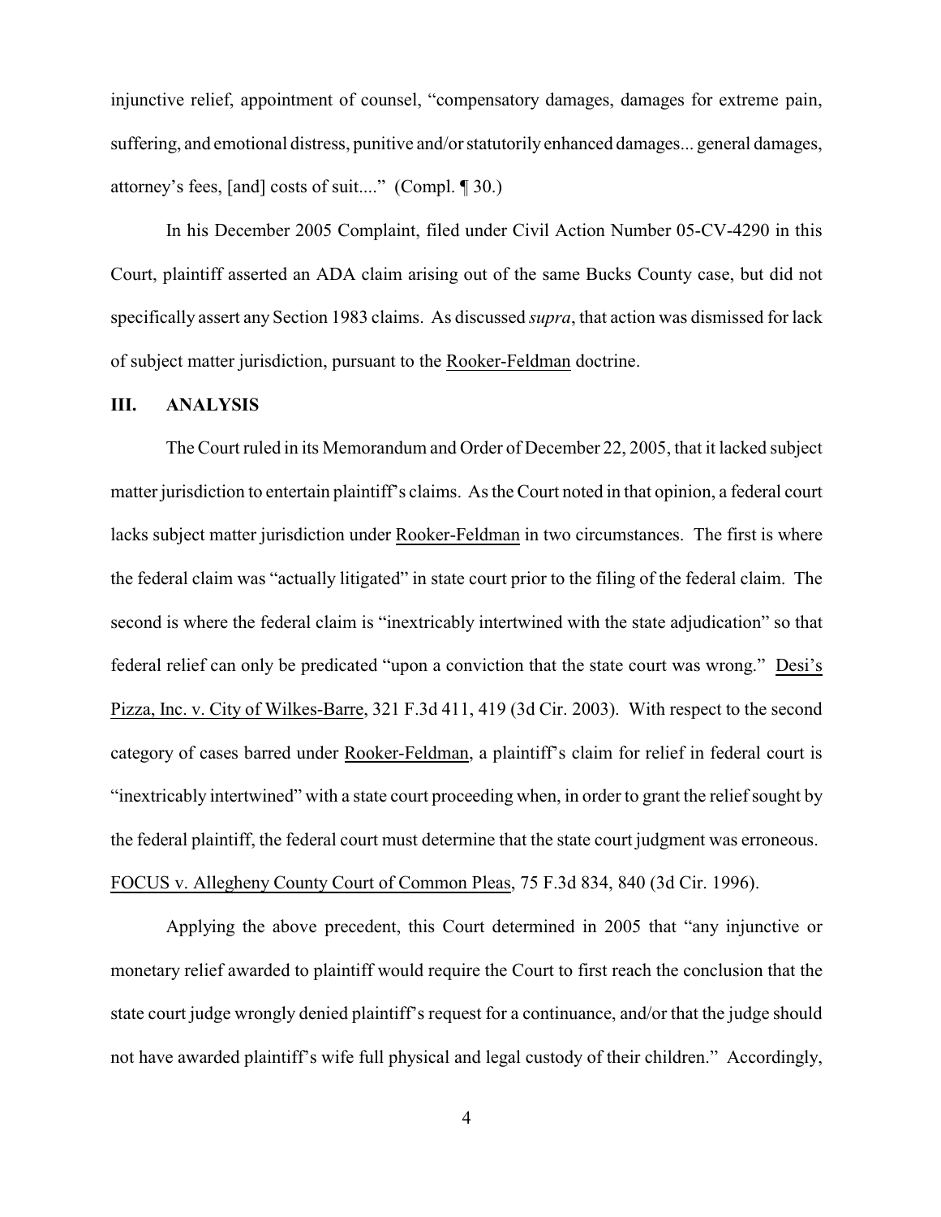injunctive relief, appointment of counsel, "compensatory damages, damages for extreme pain, suffering, and emotional distress, punitive and/or statutorily enhanced damages... general damages, attorney's fees, [and] costs of suit...." (Compl. ¶ 30.)

In his December 2005 Complaint, filed under Civil Action Number 05-CV-4290 in this Court, plaintiff asserted an ADA claim arising out of the same Bucks County case, but did not specifically assert any Section 1983 claims. As discussed *supra*, that action was dismissed for lack of subject matter jurisdiction, pursuant to the Rooker-Feldman doctrine.

## III. ANALYSIS

The Court ruled in its Memorandum and Order of December 22, 2005, that it lacked subject matter jurisdiction to entertain plaintiff's claims. As the Court noted in that opinion, a federal court lacks subject matter jurisdiction under Rooker-Feldman in two circumstances. The first is where the federal claim was "actually litigated" in state court prior to the filing of the federal claim. The second is where the federal claim is "inextricably intertwined with the state adjudication" so that federal relief can only be predicated "upon a conviction that the state court was wrong." Desi's Pizza, Inc. v. City of Wilkes-Barre, 321 F.3d 411, 419 (3d Cir. 2003). With respect to the second category of cases barred under Rooker-Feldman, a plaintiff's claim for relief in federal court is "inextricably intertwined" with a state court proceeding when, in order to grant the relief sought by the federal plaintiff, the federal court must determine that the state court judgment was erroneous. FOCUS v. Allegheny County Court of Common Pleas, 75 F.3d 834, 840 (3d Cir. 1996).

Applying the above precedent, this Court determined in 2005 that "any injunctive or monetary relief awarded to plaintiff would require the Court to first reach the conclusion that the state court judge wrongly denied plaintiff's request for a continuance, and/or that the judge should not have awarded plaintiff's wife full physical and legal custody of their children." Accordingly,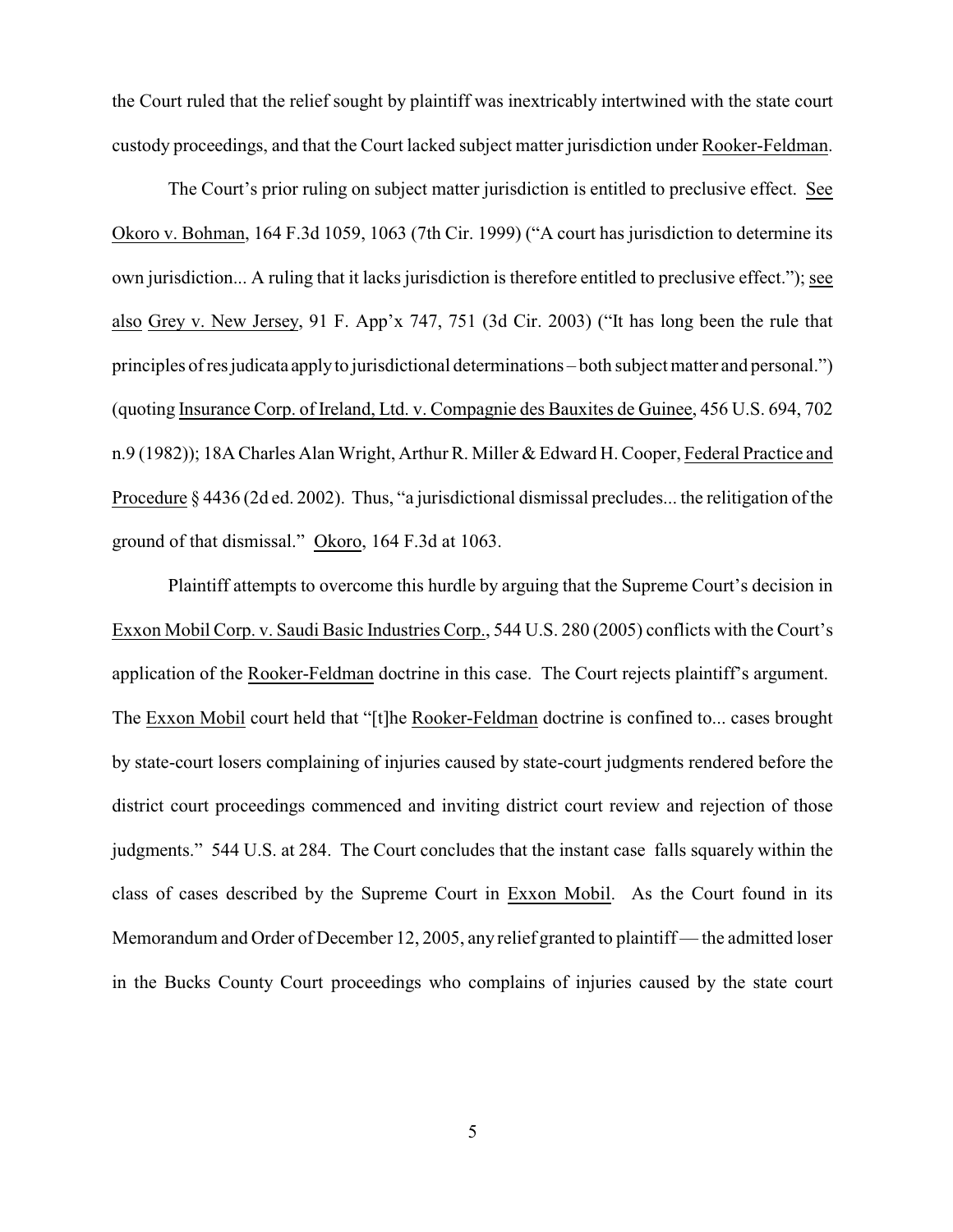the Court ruled that the relief sought by plaintiff was inextricably intertwined with the state court custody proceedings, and that the Court lacked subject matter jurisdiction under Rooker-Feldman.

The Court's prior ruling on subject matter jurisdiction is entitled to preclusive effect. See Okoro v. Bohman, 164 F.3d 1059, 1063 (7th Cir. 1999) ("A court has jurisdiction to determine its own jurisdiction... A ruling that it lacks jurisdiction is therefore entitled to preclusive effect."); see also Grey v. New Jersey, 91 F. App'x 747, 751 (3d Cir. 2003) ("It has long been the rule that principles of res judicata apply to jurisdictional determinations – both subject matter and personal.") (quoting Insurance Corp. of Ireland, Ltd. v. Compagnie des Bauxites de Guinee, 456 U.S. 694, 702 n.9 (1982)); 18A Charles Alan Wright, Arthur R. Miller & Edward H. Cooper, Federal Practice and Procedure § 4436 (2d ed. 2002). Thus, "a jurisdictional dismissal precludes... the relitigation of the ground of that dismissal." Okoro, 164 F.3d at 1063.

Plaintiff attempts to overcome this hurdle by arguing that the Supreme Court's decision in Exxon Mobil Corp. v. Saudi Basic Industries Corp., 544 U.S. 280 (2005) conflicts with the Court's application of the Rooker-Feldman doctrine in this case. The Court rejects plaintiff's argument. The Exxon Mobil court held that "[t]he Rooker-Feldman doctrine is confined to... cases brought by state-court losers complaining of injuries caused by state-court judgments rendered before the district court proceedings commenced and inviting district court review and rejection of those judgments." 544 U.S. at 284. The Court concludes that the instant case falls squarely within the class of cases described by the Supreme Court in Exxon Mobil. As the Court found in its Memorandum and Order of December 12, 2005, any relief granted to plaintiff — the admitted loser in the Bucks County Court proceedings who complains of injuries caused by the state court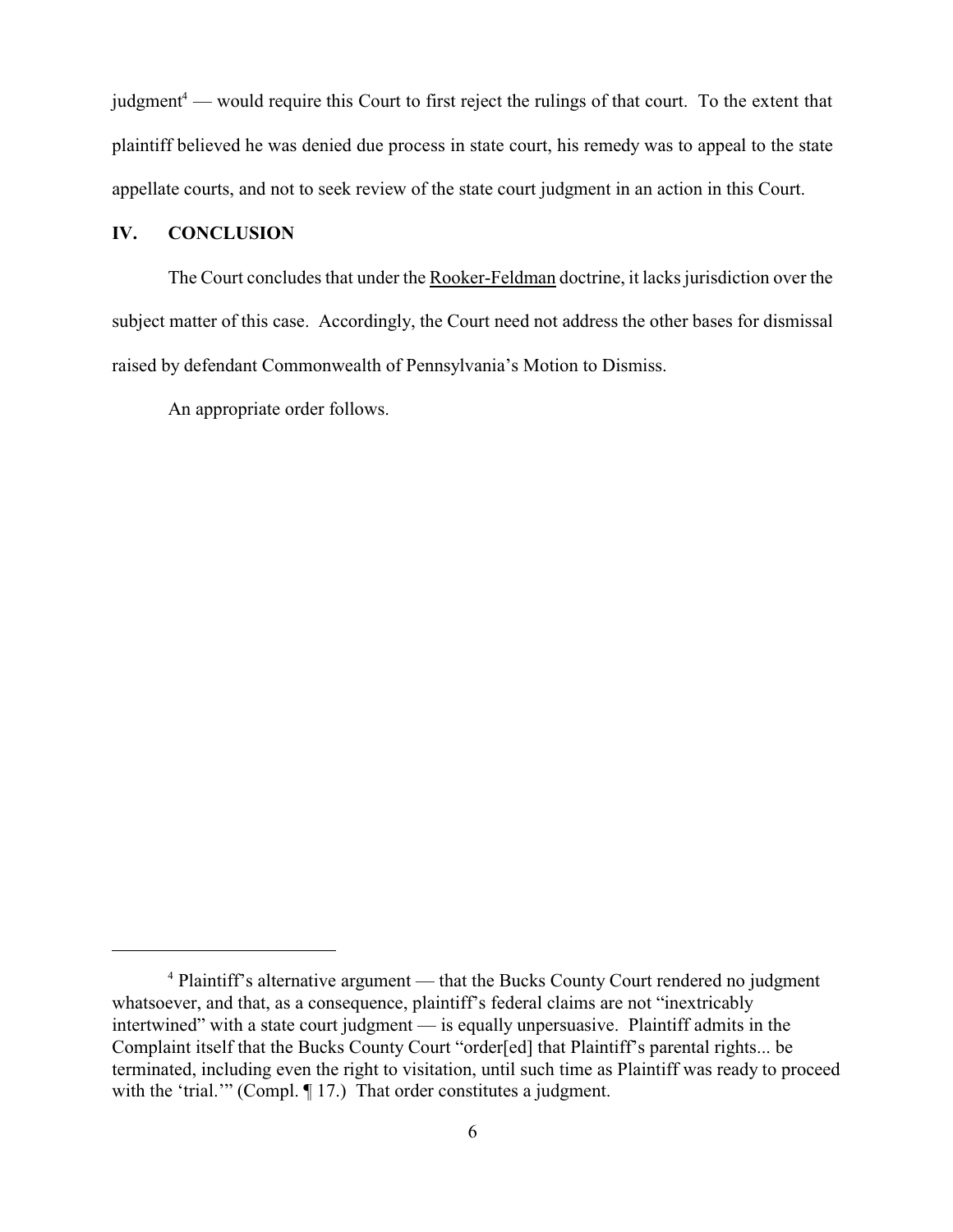judgment[4] — would require this Court to first reject the rulings of that court. To the extent that plaintiff believed he was denied due process in state court, his remedy was to appeal to the state appellate courts, and not to seek review of the state court judgment in an action in this Court.

## IV. CONCLUSION

The Court concludes that under the Rooker-Feldman doctrine, it lacks jurisdiction over the subject matter of this case. Accordingly, the Court need not address the other bases for dismissal raised by defendant Commonwealth of Pennsylvania's Motion to Dismiss.

An appropriate order follows.

---

[4] Plaintiff's alternative argument — that the Bucks County Court rendered no judgment whatsoever, and that, as a consequence, plaintiff's federal claims are not "inextricably intertwined" with a state court judgment — is equally unpersuasive. Plaintiff admits in the Complaint itself that the Bucks County Court "order[ed] that Plaintiff's parental rights... be terminated, including even the right to visitation, until such time as Plaintiff was ready to proceed with the 'trial.'" (Compl. ¶ 17.) That order constitutes a judgment.